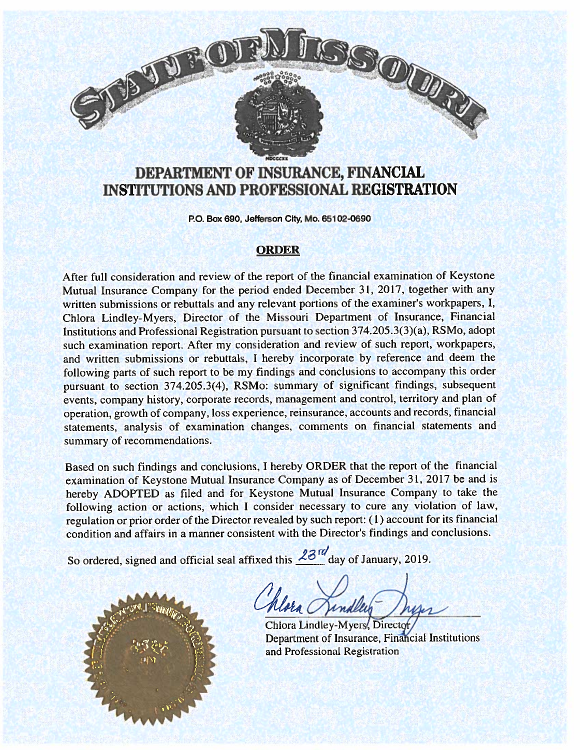# STATE OF MISSOURI

## DEPARTMENT OF INSURANCE, FINANCIAL INSTITUTIONS AND PROFESSIONAL REGISTRATION

P.O. Box 690, Jefferson City, Mo. 65102-0690

### ORDER

After full consideration and review of the report of the financial examination of Keystone Mutual Insurance Company for the period ended December 31, 2017, together with any written submissions or rebuttals and any relevant portions of the examiner's workpapers, I, Chlora Lindley-Myers, Director of the Missouri Department of Insurance, Financial Institutions and Professional Registration pursuant to section 374.205.3(3)(a), RSMo, adopt such examination report. After my consideration and review of such report, workpapers, and written submissions or rebuttals, I hereby incorporate by reference and deem the following parts of such report to be my findings and conclusions to accompany this order pursuant to section 374.205.3(4), RSMo: summary of significant findings, subsequent events, company history, corporate records, management and control, territory and plan of operation, growth of company, loss experience, reinsurance, accounts and records, financial statements, analysis of examination changes, comments on financial statements and summary of recommendations.

Based on such findings and conclusions, I hereby ORDER that the report of the financial examination of Keystone Mutual Insurance Company as of December 31, 2017 be and is hereby ADOPTED as filed and for Keystone Mutual Insurance Company to take the following action or actions, which I consider necessary to cure any violation of law, regulation or prior order of the Director revealed by such report: (1) account for its financial condition and affairs in a manner consistent with the Director's findings and conclusions.

So ordered, signed and official seal affixed this 23rd day of January, 2019.

Chlora Lindley-Myers, Director
Department of Insurance, Financial Institutions and Professional Registration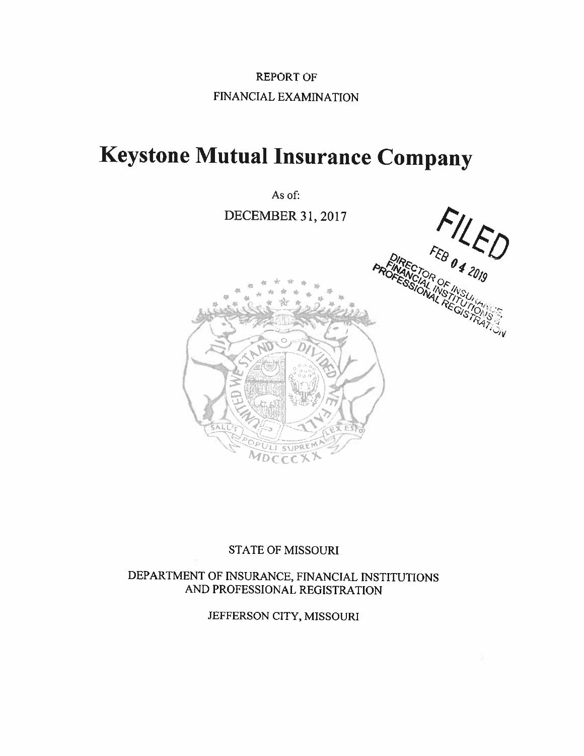REPORT OF

FINANCIAL EXAMINATION

# Keystone Mutual Insurance Company

As of:

DECEMBER 31, 2017

FILED

FEB 04 2019

DIRECTOR OF INSURANCE, FINANCIAL INSTITUTIONS & PROFESSIONAL REGISTRATION

STATE OF MISSOURI

DEPARTMENT OF INSURANCE, FINANCIAL INSTITUTIONS AND PROFESSIONAL REGISTRATION

JEFFERSON CITY, MISSOURI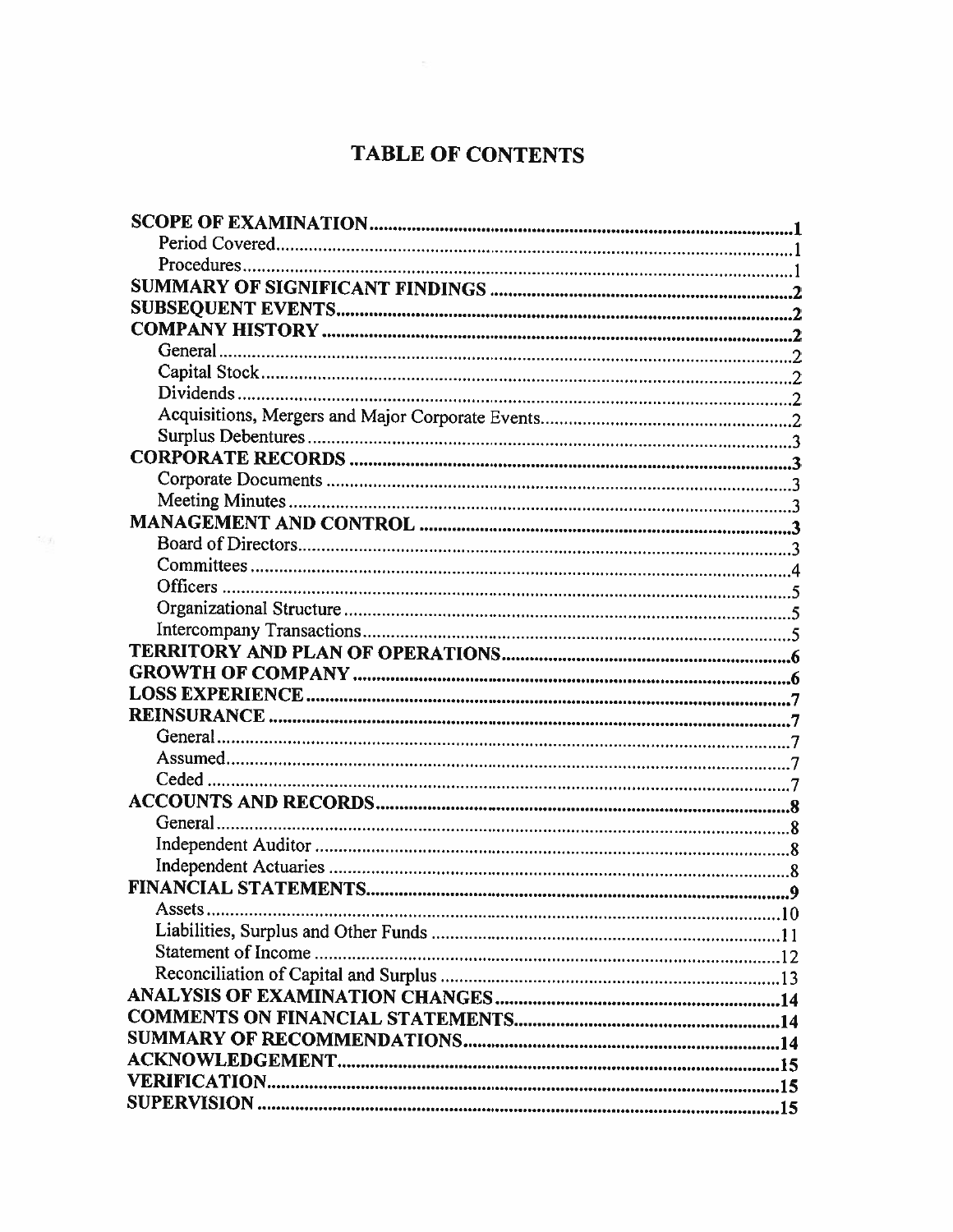# TABLE OF CONTENTS

| | |
|---|---|
| **SCOPE OF EXAMINATION** | **1** |
| Period Covered | 1 |
| Procedures | 1 |
| **SUMMARY OF SIGNIFICANT FINDINGS** | **2** |
| **SUBSEQUENT EVENTS** | **2** |
| **COMPANY HISTORY** | **2** |
| General | 2 |
| Capital Stock | 2 |
| Dividends | 2 |
| Acquisitions, Mergers and Major Corporate Events | 2 |
| Surplus Debentures | 3 |
| **CORPORATE RECORDS** | **3** |
| Corporate Documents | 3 |
| Meeting Minutes | 3 |
| **MANAGEMENT AND CONTROL** | **3** |
| Board of Directors | 3 |
| Committees | 4 |
| Officers | 5 |
| Organizational Structure | 5 |
| Intercompany Transactions | 5 |
| **TERRITORY AND PLAN OF OPERATIONS** | **6** |
| **GROWTH OF COMPANY** | **6** |
| **LOSS EXPERIENCE** | **7** |
| **REINSURANCE** | **7** |
| General | 7 |
| Assumed | 7 |
| Ceded | 7 |
| **ACCOUNTS AND RECORDS** | **8** |
| General | 8 |
| Independent Auditor | 8 |
| Independent Actuaries | 8 |
| **FINANCIAL STATEMENTS** | **9** |
| Assets | 10 |
| Liabilities, Surplus and Other Funds | 11 |
| Statement of Income | 12 |
| Reconciliation of Capital and Surplus | 13 |
| **ANALYSIS OF EXAMINATION CHANGES** | **14** |
| **COMMENTS ON FINANCIAL STATEMENTS** | **14** |
| **SUMMARY OF RECOMMENDATIONS** | **14** |
| **ACKNOWLEDGEMENT** | **15** |
| **VERIFICATION** | **15** |
| **SUPERVISION** | **15** |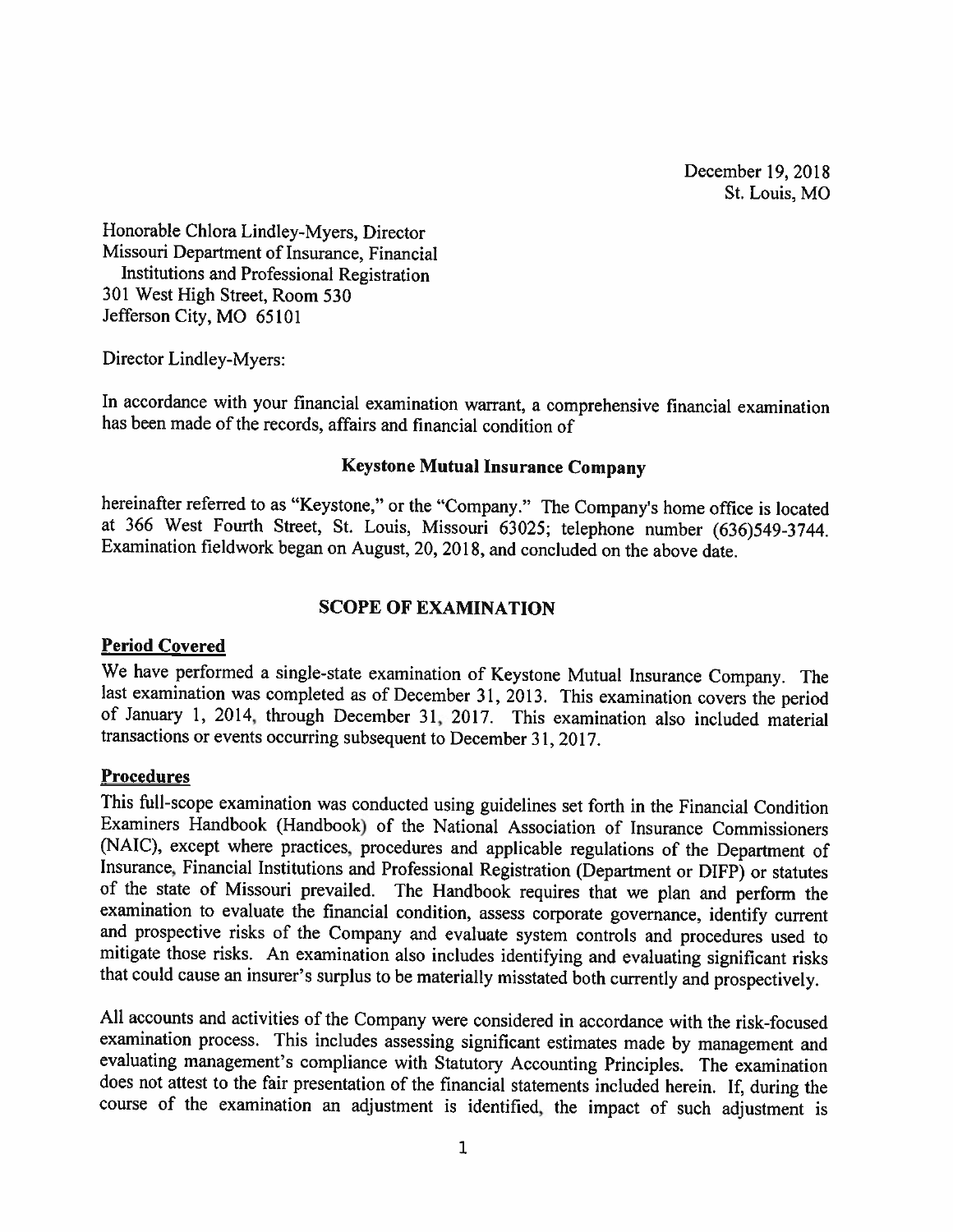December 19, 2018
St. Louis, MO

Honorable Chlora Lindley-Myers, Director
Missouri Department of Insurance, Financial
Institutions and Professional Registration
301 West High Street, Room 530
Jefferson City, MO 65101

Director Lindley-Myers:

In accordance with your financial examination warrant, a comprehensive financial examination has been made of the records, affairs and financial condition of

**Keystone Mutual Insurance Company**

hereinafter referred to as "Keystone," or the "Company." The Company's home office is located at 366 West Fourth Street, St. Louis, Missouri 63025; telephone number (636)549-3744. Examination fieldwork began on August, 20, 2018, and concluded on the above date.

## SCOPE OF EXAMINATION

### Period Covered

We have performed a single-state examination of Keystone Mutual Insurance Company. The last examination was completed as of December 31, 2013. This examination covers the period of January 1, 2014, through December 31, 2017. This examination also included material transactions or events occurring subsequent to December 31, 2017.

### Procedures

This full-scope examination was conducted using guidelines set forth in the Financial Condition Examiners Handbook (Handbook) of the National Association of Insurance Commissioners (NAIC), except where practices, procedures and applicable regulations of the Department of Insurance, Financial Institutions and Professional Registration (Department or DIFP) or statutes of the state of Missouri prevailed. The Handbook requires that we plan and perform the examination to evaluate the financial condition, assess corporate governance, identify current and prospective risks of the Company and evaluate system controls and procedures used to mitigate those risks. An examination also includes identifying and evaluating significant risks that could cause an insurer's surplus to be materially misstated both currently and prospectively.

All accounts and activities of the Company were considered in accordance with the risk-focused examination process. This includes assessing significant estimates made by management and evaluating management's compliance with Statutory Accounting Principles. The examination does not attest to the fair presentation of the financial statements included herein. If, during the course of the examination an adjustment is identified, the impact of such adjustment is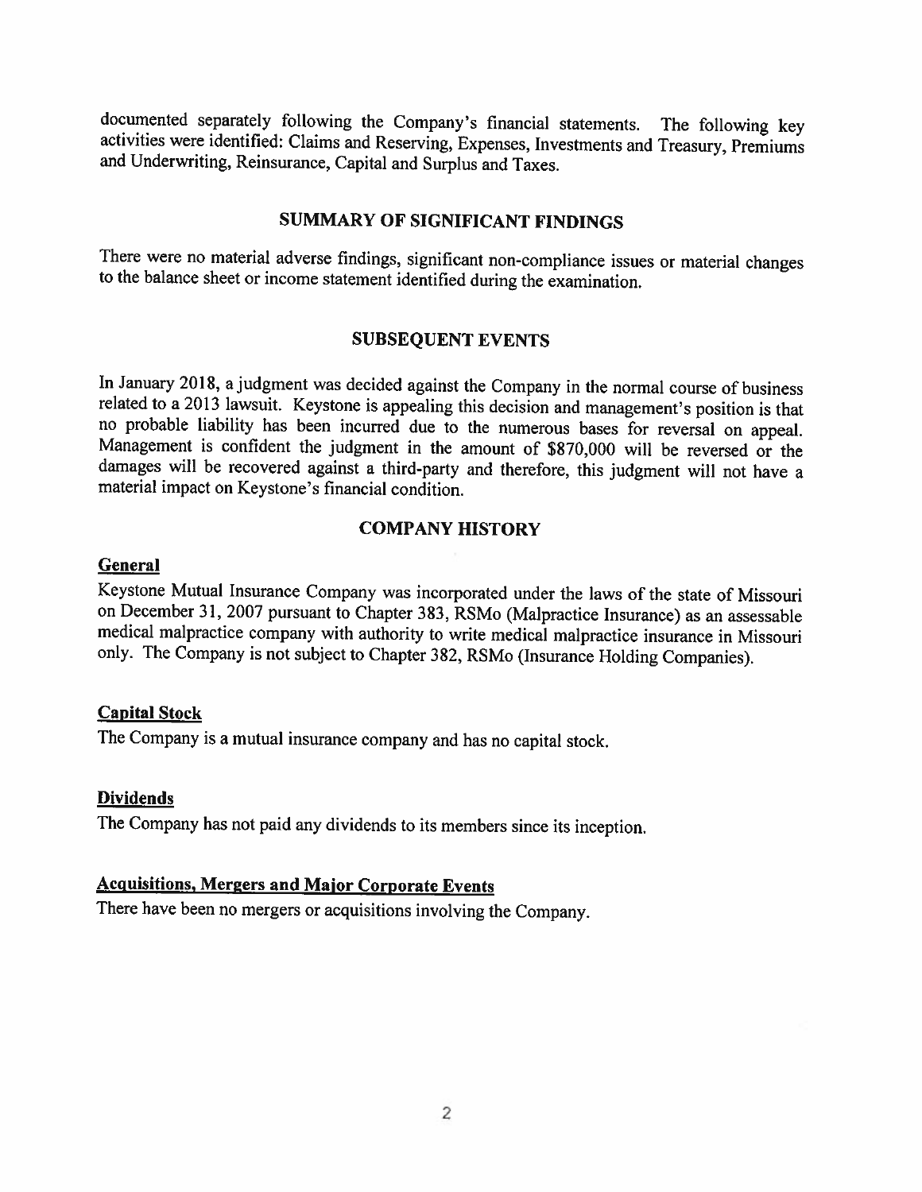documented separately following the Company's financial statements. The following key activities were identified: Claims and Reserving, Expenses, Investments and Treasury, Premiums and Underwriting, Reinsurance, Capital and Surplus and Taxes.

## SUMMARY OF SIGNIFICANT FINDINGS

There were no material adverse findings, significant non-compliance issues or material changes to the balance sheet or income statement identified during the examination.

## SUBSEQUENT EVENTS

In January 2018, a judgment was decided against the Company in the normal course of business related to a 2013 lawsuit. Keystone is appealing this decision and management's position is that no probable liability has been incurred due to the numerous bases for reversal on appeal. Management is confident the judgment in the amount of $870,000 will be reversed or the damages will be recovered against a third-party and therefore, this judgment will not have a material impact on Keystone's financial condition.

## COMPANY HISTORY

### General

Keystone Mutual Insurance Company was incorporated under the laws of the state of Missouri on December 31, 2007 pursuant to Chapter 383, RSMo (Malpractice Insurance) as an assessable medical malpractice company with authority to write medical malpractice insurance in Missouri only. The Company is not subject to Chapter 382, RSMo (Insurance Holding Companies).

### Capital Stock

The Company is a mutual insurance company and has no capital stock.

### Dividends

The Company has not paid any dividends to its members since its inception.

### Acquisitions, Mergers and Major Corporate Events

There have been no mergers or acquisitions involving the Company.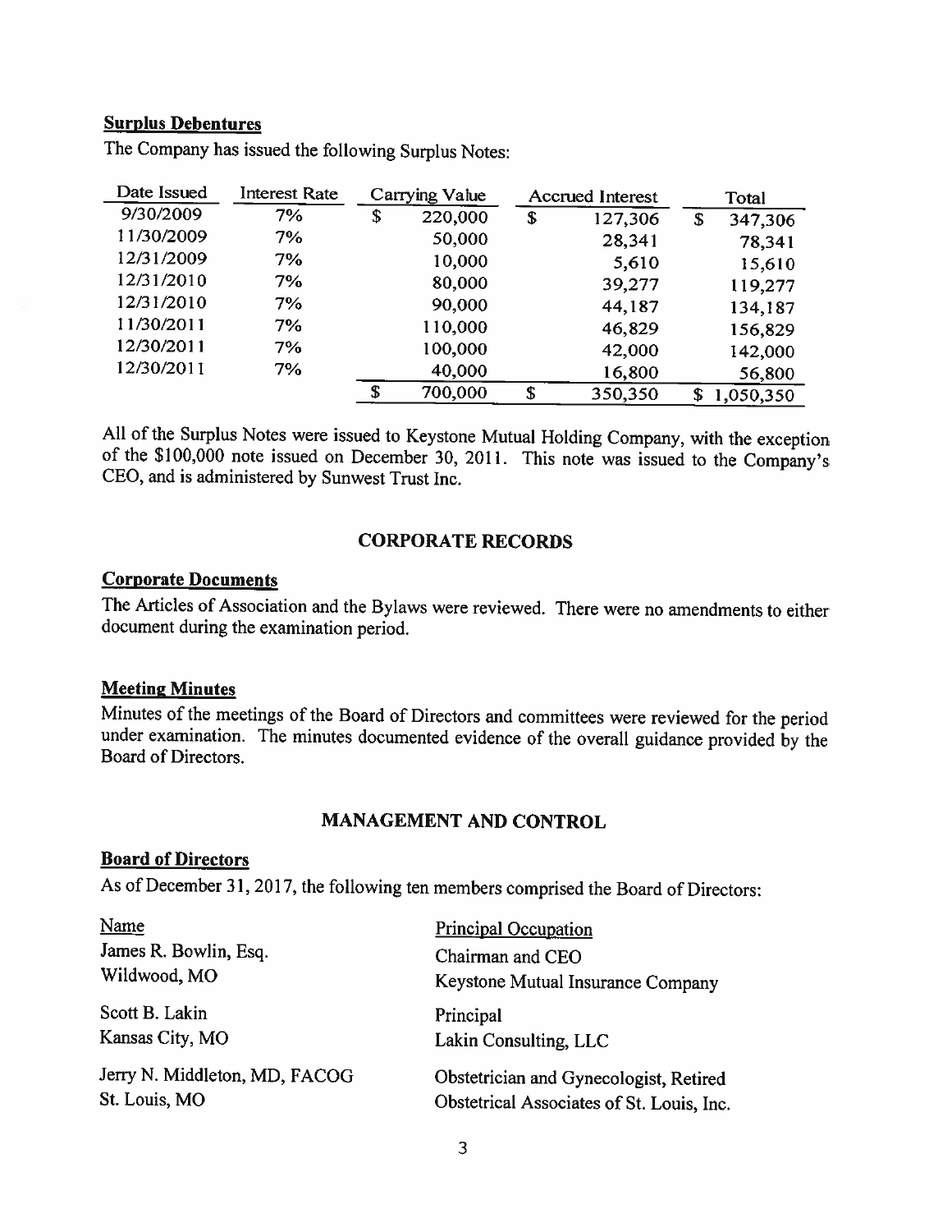### Surplus Debentures

The Company has issued the following Surplus Notes:

| Date Issued | Interest Rate | Carrying Value | Accrued Interest | Total |
|---|---|---|---|---|
| 9/30/2009 | 7% | $ 220,000 | $ 127,306 | $ 347,306 |
| 11/30/2009 | 7% | 50,000 | 28,341 | 78,341 |
| 12/31/2009 | 7% | 10,000 | 5,610 | 15,610 |
| 12/31/2010 | 7% | 80,000 | 39,277 | 119,277 |
| 12/31/2010 | 7% | 90,000 | 44,187 | 134,187 |
| 11/30/2011 | 7% | 110,000 | 46,829 | 156,829 |
| 12/30/2011 | 7% | 100,000 | 42,000 | 142,000 |
| 12/30/2011 | 7% | 40,000 | 16,800 | 56,800 |
| | | $ 700,000 | $ 350,350 | $ 1,050,350 |

All of the Surplus Notes were issued to Keystone Mutual Holding Company, with the exception of the $100,000 note issued on December 30, 2011. This note was issued to the Company's CEO, and is administered by Sunwest Trust Inc.

## CORPORATE RECORDS

### Corporate Documents

The Articles of Association and the Bylaws were reviewed. There were no amendments to either document during the examination period.

### Meeting Minutes

Minutes of the meetings of the Board of Directors and committees were reviewed for the period under examination. The minutes documented evidence of the overall guidance provided by the Board of Directors.

## MANAGEMENT AND CONTROL

### Board of Directors

As of December 31, 2017, the following ten members comprised the Board of Directors:

| Name | Principal Occupation |
|---|---|
| James R. Bowlin, Esq.<br>Wildwood, MO | Chairman and CEO<br>Keystone Mutual Insurance Company |
| Scott B. Lakin<br>Kansas City, MO | Principal<br>Lakin Consulting, LLC |
| Jerry N. Middleton, MD, FACOG<br>St. Louis, MO | Obstetrician and Gynecologist, Retired<br>Obstetrical Associates of St. Louis, Inc. |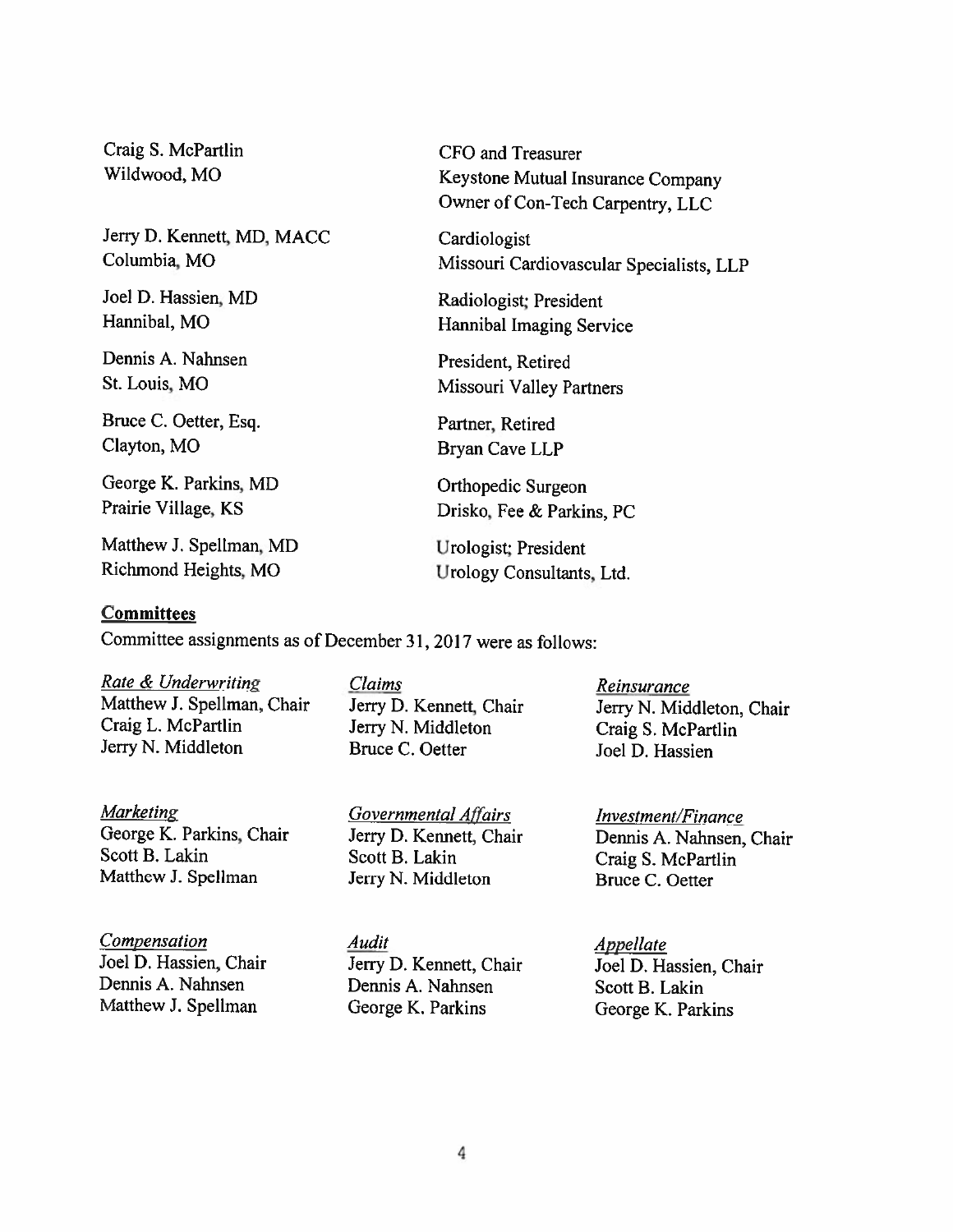| | |
|---|---|
| Craig S. McPartlin<br>Wildwood, MO | CFO and Treasurer<br>Keystone Mutual Insurance Company<br>Owner of Con-Tech Carpentry, LLC |
| Jerry D. Kennett, MD, MACC<br>Columbia, MO | Cardiologist<br>Missouri Cardiovascular Specialists, LLP |
| Joel D. Hassien, MD<br>Hannibal, MO | Radiologist; President<br>Hannibal Imaging Service |
| Dennis A. Nahnsen<br>St. Louis, MO | President, Retired<br>Missouri Valley Partners |
| Bruce C. Oetter, Esq.<br>Clayton, MO | Partner, Retired<br>Bryan Cave LLP |
| George K. Parkins, MD<br>Prairie Village, KS | Orthopedic Surgeon<br>Drisko, Fee & Parkins, PC |
| Matthew J. Spellman, MD<br>Richmond Heights, MO | Urologist; President<br>Urology Consultants, Ltd. |

**Committees**

Committee assignments as of December 31, 2017 were as follows:

*Rate & Underwriting*
Matthew J. Spellman, Chair
Craig L. McPartlin
Jerry N. Middleton

*Claims*
Jerry D. Kennett, Chair
Jerry N. Middleton
Bruce C. Oetter

*Reinsurance*
Jerry N. Middleton, Chair
Craig S. McPartlin
Joel D. Hassien

*Marketing*
George K. Parkins, Chair
Scott B. Lakin
Matthew J. Spellman

*Governmental Affairs*
Jerry D. Kennett, Chair
Scott B. Lakin
Jerry N. Middleton

*Investment/Finance*
Dennis A. Nahnsen, Chair
Craig S. McPartlin
Bruce C. Oetter

*Compensation*
Joel D. Hassien, Chair
Dennis A. Nahnsen
Matthew J. Spellman

*Audit*
Jerry D. Kennett, Chair
Dennis A. Nahnsen
George K. Parkins

*Appellate*
Joel D. Hassien, Chair
Scott B. Lakin
George K. Parkins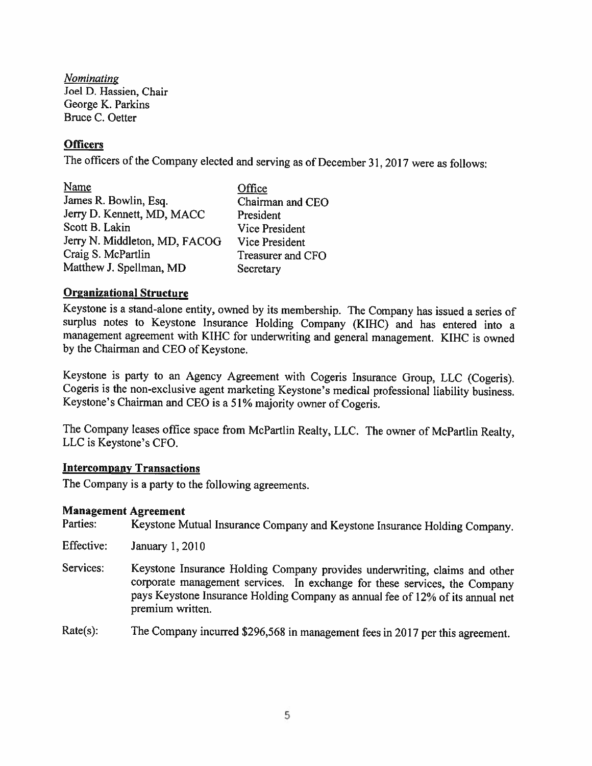*Nominating*
Joel D. Hassien, Chair
George K. Parkins
Bruce C. Oetter

## Officers

The officers of the Company elected and serving as of December 31, 2017 were as follows:

| Name | Office |
|---|---|
| James R. Bowlin, Esq. | Chairman and CEO |
| Jerry D. Kennett, MD, MACC | President |
| Scott B. Lakin | Vice President |
| Jerry N. Middleton, MD, FACOG | Vice President |
| Craig S. McPartlin | Treasurer and CFO |
| Matthew J. Spellman, MD | Secretary |

## Organizational Structure

Keystone is a stand-alone entity, owned by its membership. The Company has issued a series of surplus notes to Keystone Insurance Holding Company (KIHC) and has entered into a management agreement with KIHC for underwriting and general management. KIHC is owned by the Chairman and CEO of Keystone.

Keystone is party to an Agency Agreement with Cogeris Insurance Group, LLC (Cogeris). Cogeris is the non-exclusive agent marketing Keystone's medical professional liability business. Keystone's Chairman and CEO is a 51% majority owner of Cogeris.

The Company leases office space from McPartlin Realty, LLC. The owner of McPartlin Realty, LLC is Keystone's CFO.

## Intercompany Transactions

The Company is a party to the following agreements.

### Management Agreement

Parties: Keystone Mutual Insurance Company and Keystone Insurance Holding Company.

Effective: January 1, 2010

Services: Keystone Insurance Holding Company provides underwriting, claims and other corporate management services. In exchange for these services, the Company pays Keystone Insurance Holding Company as annual fee of 12% of its annual net premium written.

Rate(s): The Company incurred $296,568 in management fees in 2017 per this agreement.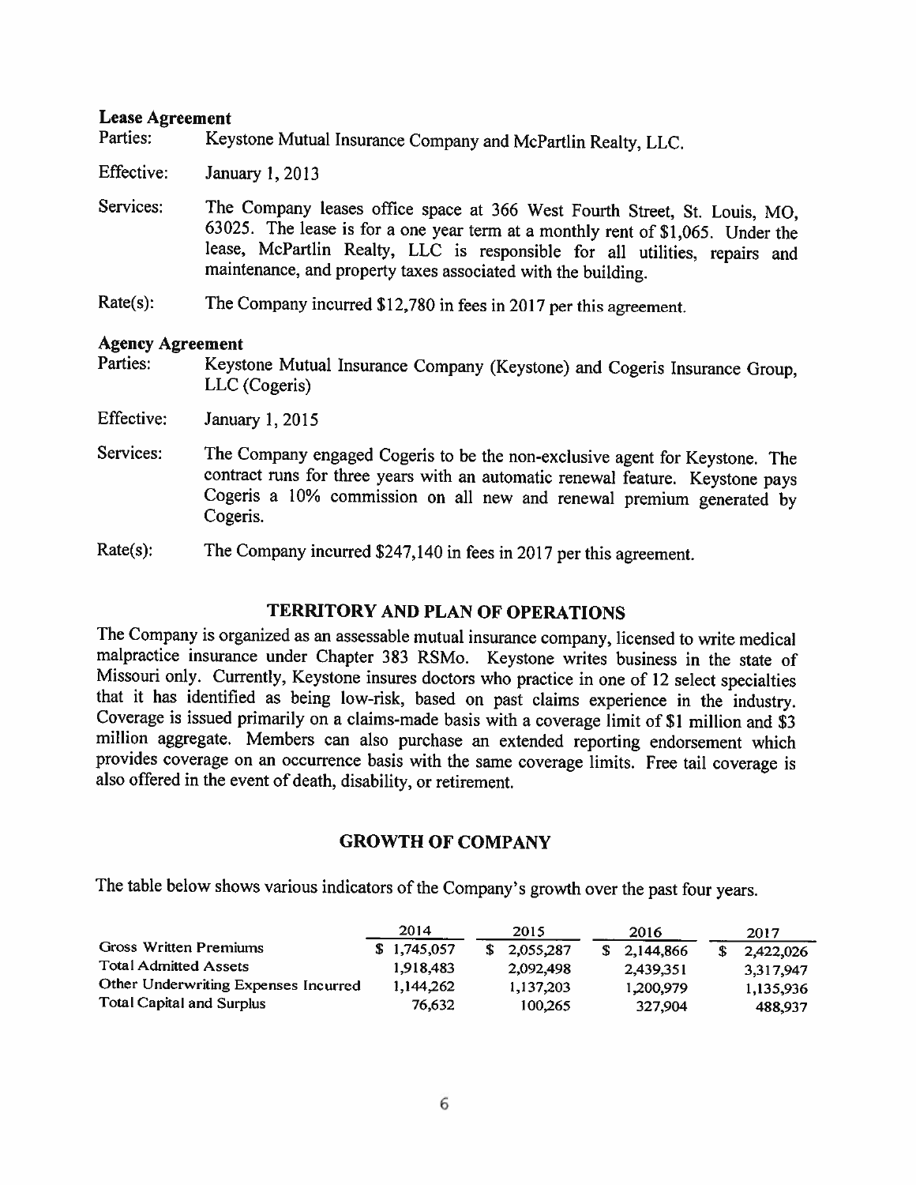**Lease Agreement**

Parties: Keystone Mutual Insurance Company and McPartlin Realty, LLC.

Effective: January 1, 2013

Services: The Company leases office space at 366 West Fourth Street, St. Louis, MO, 63025. The lease is for a one year term at a monthly rent of $1,065. Under the lease, McPartlin Realty, LLC is responsible for all utilities, repairs and maintenance, and property taxes associated with the building.

Rate(s): The Company incurred $12,780 in fees in 2017 per this agreement.

**Agency Agreement**

Parties: Keystone Mutual Insurance Company (Keystone) and Cogeris Insurance Group, LLC (Cogeris)

Effective: January 1, 2015

Services: The Company engaged Cogeris to be the non-exclusive agent for Keystone. The contract runs for three years with an automatic renewal feature. Keystone pays Cogeris a 10% commission on all new and renewal premium generated by Cogeris.

Rate(s): The Company incurred $247,140 in fees in 2017 per this agreement.

## TERRITORY AND PLAN OF OPERATIONS

The Company is organized as an assessable mutual insurance company, licensed to write medical malpractice insurance under Chapter 383 RSMo. Keystone writes business in the state of Missouri only. Currently, Keystone insures doctors who practice in one of 12 select specialties that it has identified as being low-risk, based on past claims experience in the industry. Coverage is issued primarily on a claims-made basis with a coverage limit of $1 million and $3 million aggregate. Members can also purchase an extended reporting endorsement which provides coverage on an occurrence basis with the same coverage limits. Free tail coverage is also offered in the event of death, disability, or retirement.

## GROWTH OF COMPANY

The table below shows various indicators of the Company's growth over the past four years.

| | 2014 | 2015 | 2016 | 2017 |
|---|---|---|---|---|
| Gross Written Premiums | $ 1,745,057 | $ 2,055,287 | $ 2,144,866 | $ 2,422,026 |
| Total Admitted Assets | 1,918,483 | 2,092,498 | 2,439,351 | 3,317,947 |
| Other Underwriting Expenses Incurred | 1,144,262 | 1,137,203 | 1,200,979 | 1,135,936 |
| Total Capital and Surplus | 76,632 | 100,265 | 327,904 | 488,937 |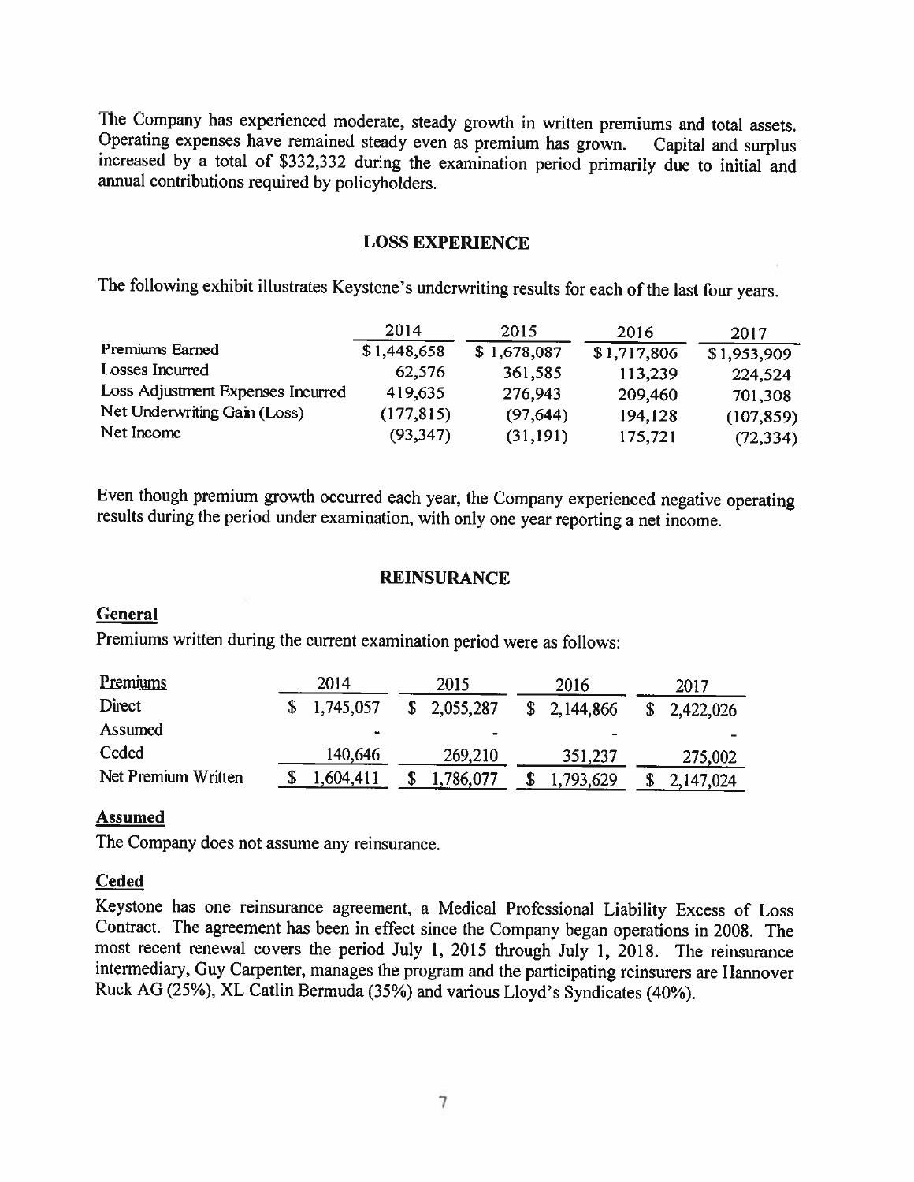The Company has experienced moderate, steady growth in written premiums and total assets. Operating expenses have remained steady even as premium has grown. Capital and surplus increased by a total of $332,332 during the examination period primarily due to initial and annual contributions required by policyholders.

## LOSS EXPERIENCE

The following exhibit illustrates Keystone's underwriting results for each of the last four years.

| | 2014 | 2015 | 2016 | 2017 |
|---|---|---|---|---|
| Premiums Earned | $1,448,658 | $1,678,087 | $1,717,806 | $1,953,909 |
| Losses Incurred | 62,576 | 361,585 | 113,239 | 224,524 |
| Loss Adjustment Expenses Incurred | 419,635 | 276,943 | 209,460 | 701,308 |
| Net Underwriting Gain (Loss) | (177,815) | (97,644) | 194,128 | (107,859) |
| Net Income | (93,347) | (31,191) | 175,721 | (72,334) |

Even though premium growth occurred each year, the Company experienced negative operating results during the period under examination, with only one year reporting a net income.

## REINSURANCE

### General

Premiums written during the current examination period were as follows:

| Premiums | 2014 | 2015 | 2016 | 2017 |
|---|---|---|---|---|
| Direct | $ 1,745,057 | $ 2,055,287 | $ 2,144,866 | $ 2,422,026 |
| Assumed | - | - | - | - |
| Ceded | 140,646 | 269,210 | 351,237 | 275,002 |
| Net Premium Written | $ 1,604,411 | $ 1,786,077 | $ 1,793,629 | $ 2,147,024 |

### Assumed

The Company does not assume any reinsurance.

### Ceded

Keystone has one reinsurance agreement, a Medical Professional Liability Excess of Loss Contract. The agreement has been in effect since the Company began operations in 2008. The most recent renewal covers the period July 1, 2015 through July 1, 2018. The reinsurance intermediary, Guy Carpenter, manages the program and the participating reinsurers are Hannover Ruck AG (25%), XL Catlin Bermuda (35%) and various Lloyd's Syndicates (40%).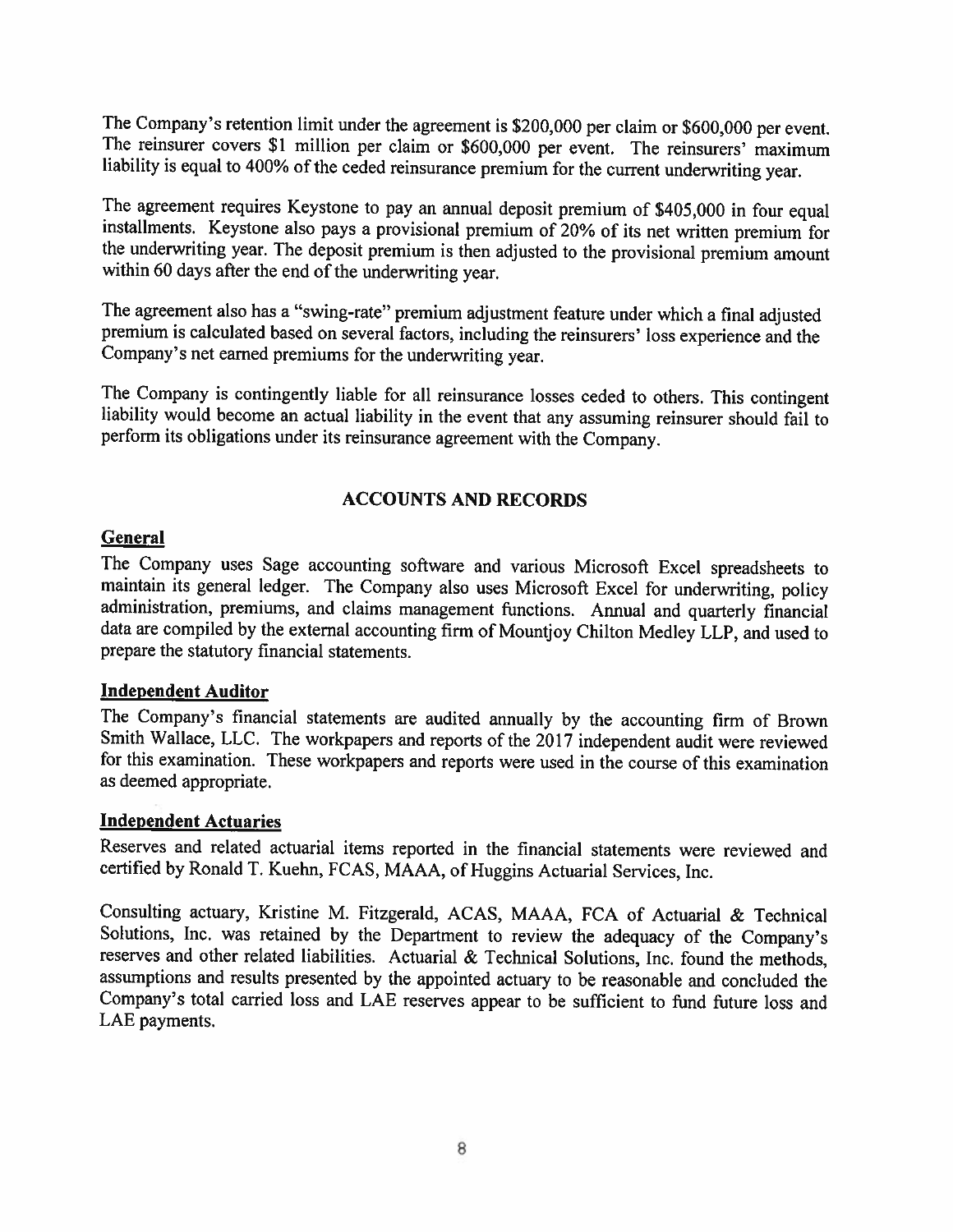The Company's retention limit under the agreement is $200,000 per claim or $600,000 per event. The reinsurer covers $1 million per claim or $600,000 per event. The reinsurers' maximum liability is equal to 400% of the ceded reinsurance premium for the current underwriting year.

The agreement requires Keystone to pay an annual deposit premium of $405,000 in four equal installments. Keystone also pays a provisional premium of 20% of its net written premium for the underwriting year. The deposit premium is then adjusted to the provisional premium amount within 60 days after the end of the underwriting year.

The agreement also has a "swing-rate" premium adjustment feature under which a final adjusted premium is calculated based on several factors, including the reinsurers' loss experience and the Company's net earned premiums for the underwriting year.

The Company is contingently liable for all reinsurance losses ceded to others. This contingent liability would become an actual liability in the event that any assuming reinsurer should fail to perform its obligations under its reinsurance agreement with the Company.

## ACCOUNTS AND RECORDS

### General

The Company uses Sage accounting software and various Microsoft Excel spreadsheets to maintain its general ledger. The Company also uses Microsoft Excel for underwriting, policy administration, premiums, and claims management functions. Annual and quarterly financial data are compiled by the external accounting firm of Mountjoy Chilton Medley LLP, and used to prepare the statutory financial statements.

### Independent Auditor

The Company's financial statements are audited annually by the accounting firm of Brown Smith Wallace, LLC. The workpapers and reports of the 2017 independent audit were reviewed for this examination. These workpapers and reports were used in the course of this examination as deemed appropriate.

### Independent Actuaries

Reserves and related actuarial items reported in the financial statements were reviewed and certified by Ronald T. Kuehn, FCAS, MAAA, of Huggins Actuarial Services, Inc.

Consulting actuary, Kristine M. Fitzgerald, ACAS, MAAA, FCA of Actuarial & Technical Solutions, Inc. was retained by the Department to review the adequacy of the Company's reserves and other related liabilities. Actuarial & Technical Solutions, Inc. found the methods, assumptions and results presented by the appointed actuary to be reasonable and concluded the Company's total carried loss and LAE reserves appear to be sufficient to fund future loss and LAE payments.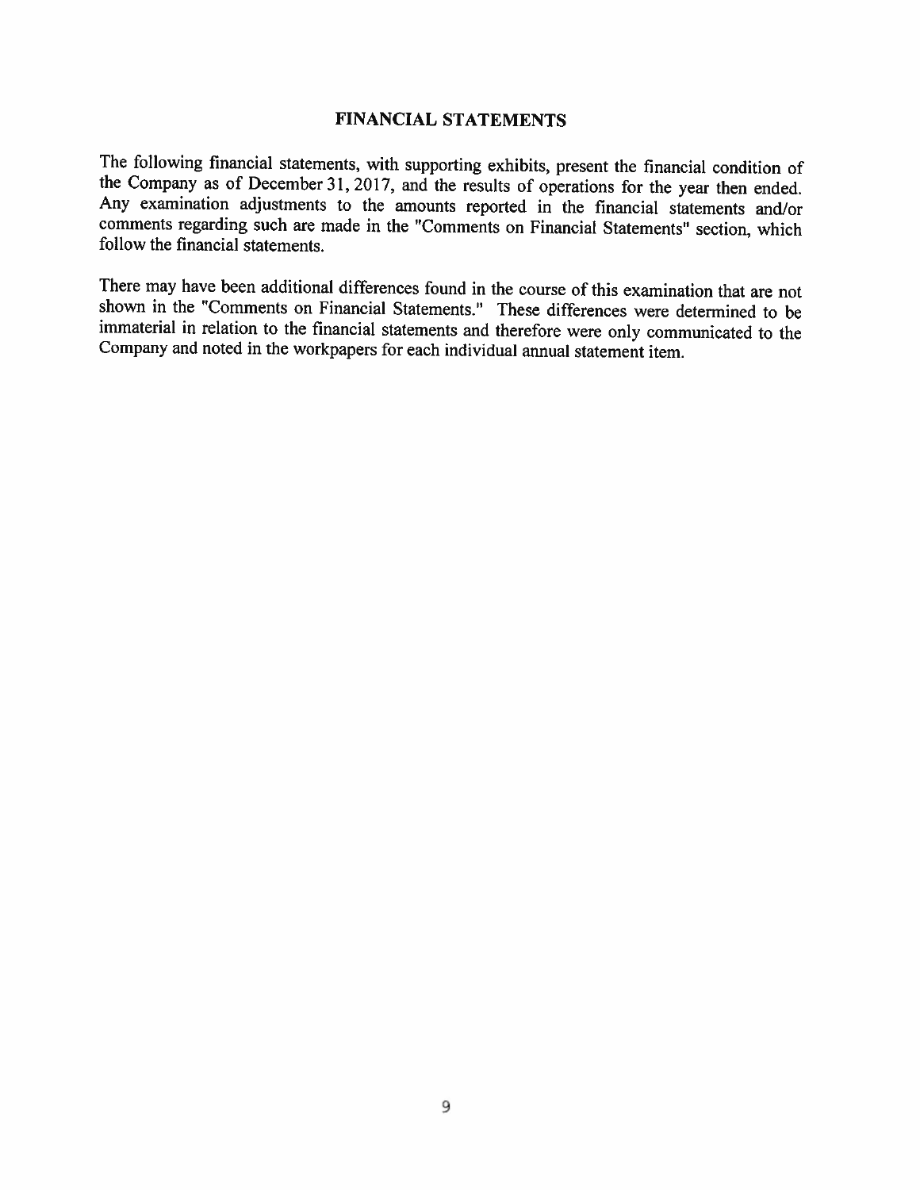## FINANCIAL STATEMENTS

The following financial statements, with supporting exhibits, present the financial condition of the Company as of December 31, 2017, and the results of operations for the year then ended. Any examination adjustments to the amounts reported in the financial statements and/or comments regarding such are made in the "Comments on Financial Statements" section, which follow the financial statements.

There may have been additional differences found in the course of this examination that are not shown in the "Comments on Financial Statements." These differences were determined to be immaterial in relation to the financial statements and therefore were only communicated to the Company and noted in the workpapers for each individual annual statement item.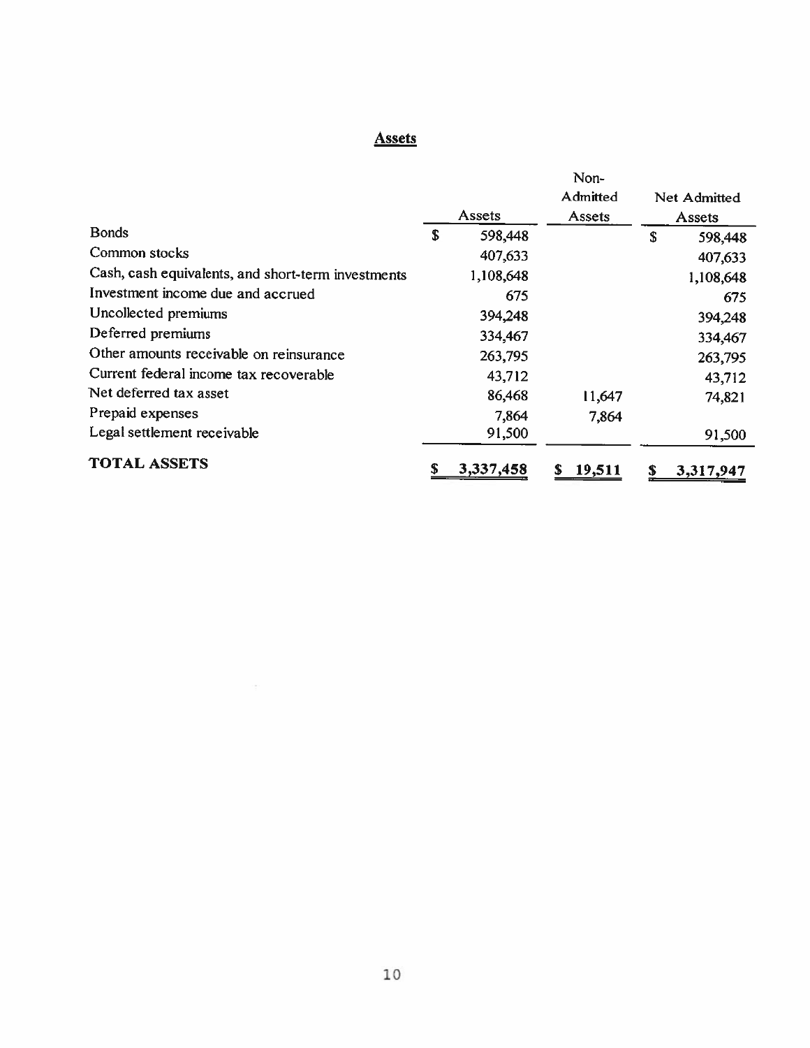## Assets

| | Assets | Non-Admitted Assets | Net Admitted Assets |
|---|---|---|---|
| Bonds | $ 598,448 | | $ 598,448 |
| Common stocks | 407,633 | | 407,633 |
| Cash, cash equivalents, and short-term investments | 1,108,648 | | 1,108,648 |
| Investment income due and accrued | 675 | | 675 |
| Uncollected premiums | 394,248 | | 394,248 |
| Deferred premiums | 334,467 | | 334,467 |
| Other amounts receivable on reinsurance | 263,795 | | 263,795 |
| Current federal income tax recoverable | 43,712 | | 43,712 |
| Net deferred tax asset | 86,468 | 11,647 | 74,821 |
| Prepaid expenses | 7,864 | 7,864 | |
| Legal settlement receivable | 91,500 | | 91,500 |
| **TOTAL ASSETS** | **$ 3,337,458** | **$ 19,511** | **$ 3,317,947** |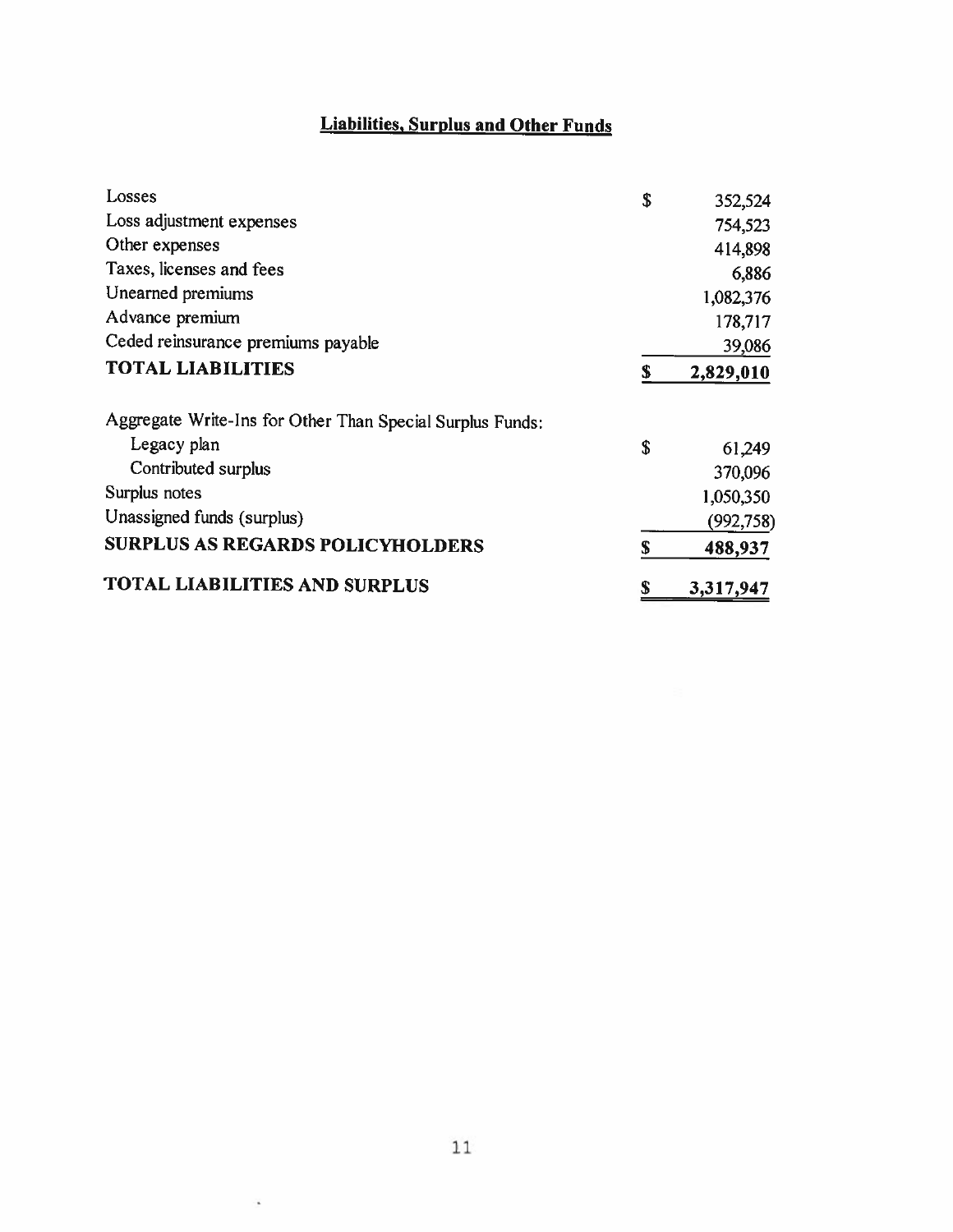## Liabilities, Surplus and Other Funds

| | | |
|---|---|---|
| Losses | $ | 352,524 |
| Loss adjustment expenses | | 754,523 |
| Other expenses | | 414,898 |
| Taxes, licenses and fees | | 6,886 |
| Unearned premiums | | 1,082,376 |
| Advance premium | | 178,717 |
| Ceded reinsurance premiums payable | | 39,086 |
| **TOTAL LIABILITIES** | **$** | **2,829,010** |
| | | |
| Aggregate Write-Ins for Other Than Special Surplus Funds: | | |
| Legacy plan | $ | 61,249 |
| Contributed surplus | | 370,096 |
| Surplus notes | | 1,050,350 |
| Unassigned funds (surplus) | | (992,758) |
| **SURPLUS AS REGARDS POLICYHOLDERS** | **$** | **488,937** |
| | | |
| **TOTAL LIABILITIES AND SURPLUS** | **$** | **3,317,947** |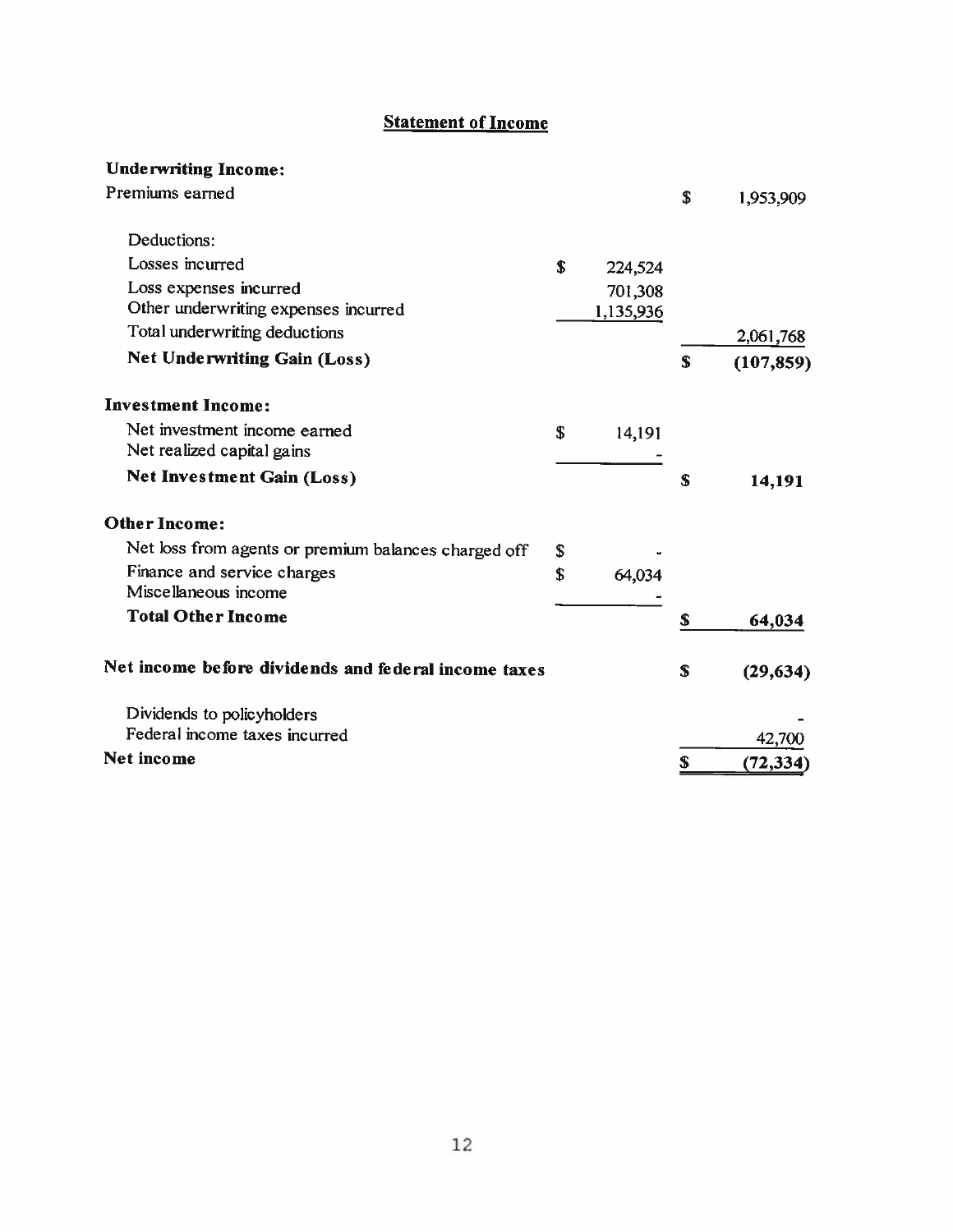## Statement of Income

| | | |
|---|---|---|
| **Underwriting Income:** | | |
| Premiums earned | | $ 1,953,909 |
| Deductions: | | |
| Losses incurred | $ 224,524 | |
| Loss expenses incurred | 701,308 | |
| Other underwriting expenses incurred | 1,135,936 | |
| Total underwriting deductions | | 2,061,768 |
| **Net Underwriting Gain (Loss)** | | **$ (107,859)** |
| **Investment Income:** | | |
| Net investment income earned | $ 14,191 | |
| Net realized capital gains | - | |
| **Net Investment Gain (Loss)** | | **$ 14,191** |
| **Other Income:** | | |
| Net loss from agents or premium balances charged off | $ - | |
| Finance and service charges | $ 64,034 | |
| Miscellaneous income | - | |
| **Total Other Income** | | **$ 64,034** |
| **Net income before dividends and federal income taxes** | | **$ (29,634)** |
| Dividends to policyholders | | - |
| Federal income taxes incurred | | 42,700 |
| **Net income** | | **$ (72,334)** |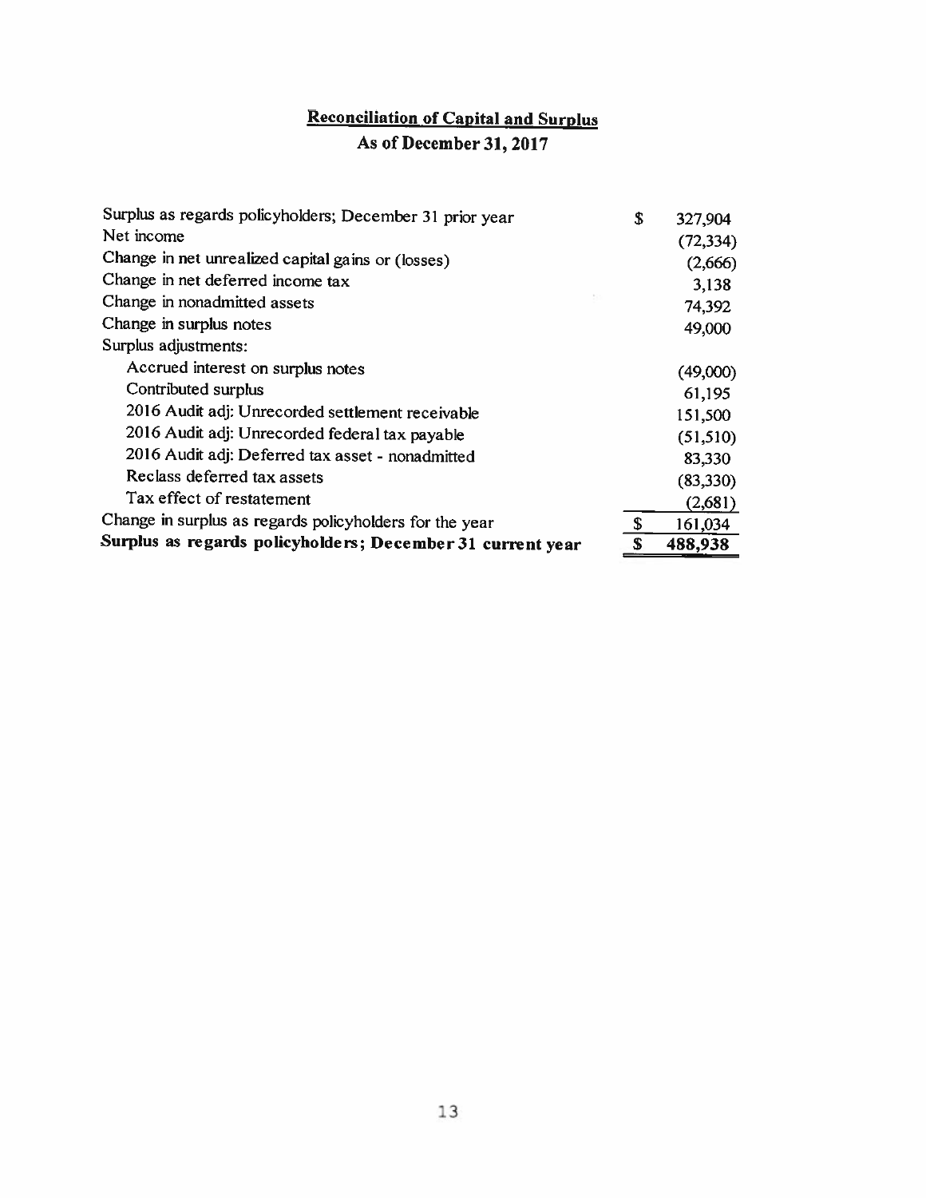## Reconciliation of Capital and Surplus

### As of December 31, 2017

| | |
|---|---|
| Surplus as regards policyholders; December 31 prior year | $ 327,904 |
| Net income | (72,334) |
| Change in net unrealized capital gains or (losses) | (2,666) |
| Change in net deferred income tax | 3,138 |
| Change in nonadmitted assets | 74,392 |
| Change in surplus notes | 49,000 |
| Surplus adjustments: | |
| Accrued interest on surplus notes | (49,000) |
| Contributed surplus | 61,195 |
| 2016 Audit adj: Unrecorded settlement receivable | 151,500 |
| 2016 Audit adj: Unrecorded federal tax payable | (51,510) |
| 2016 Audit adj: Deferred tax asset - nonadmitted | 83,330 |
| Reclass deferred tax assets | (83,330) |
| Tax effect of restatement | (2,681) |
| Change in surplus as regards policyholders for the year | $ 161,034 |
| **Surplus as regards policyholders; December 31 current year** | **$ 488,938** |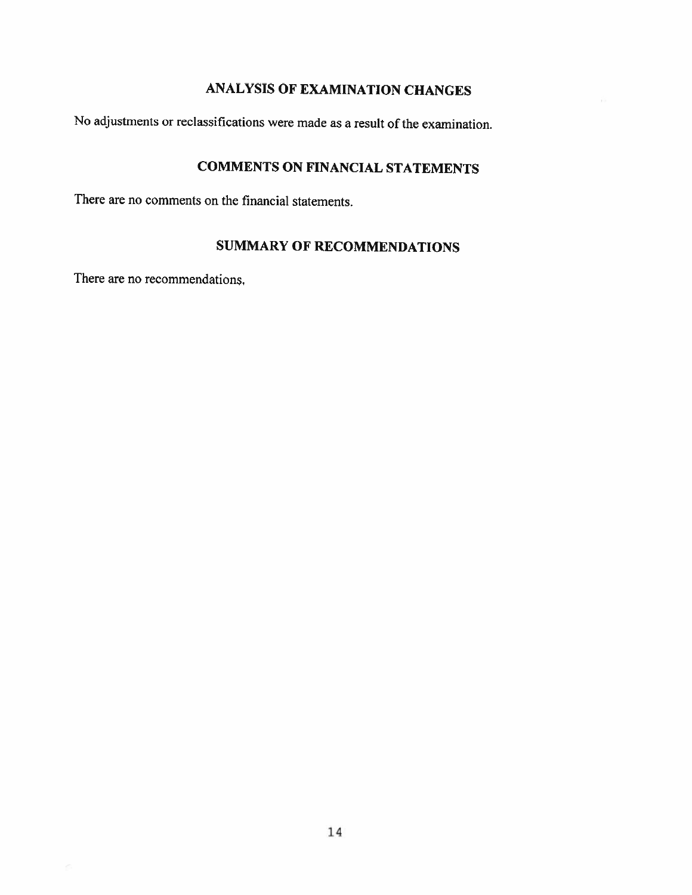## ANALYSIS OF EXAMINATION CHANGES

No adjustments or reclassifications were made as a result of the examination.

## COMMENTS ON FINANCIAL STATEMENTS

There are no comments on the financial statements.

## SUMMARY OF RECOMMENDATIONS

There are no recommendations.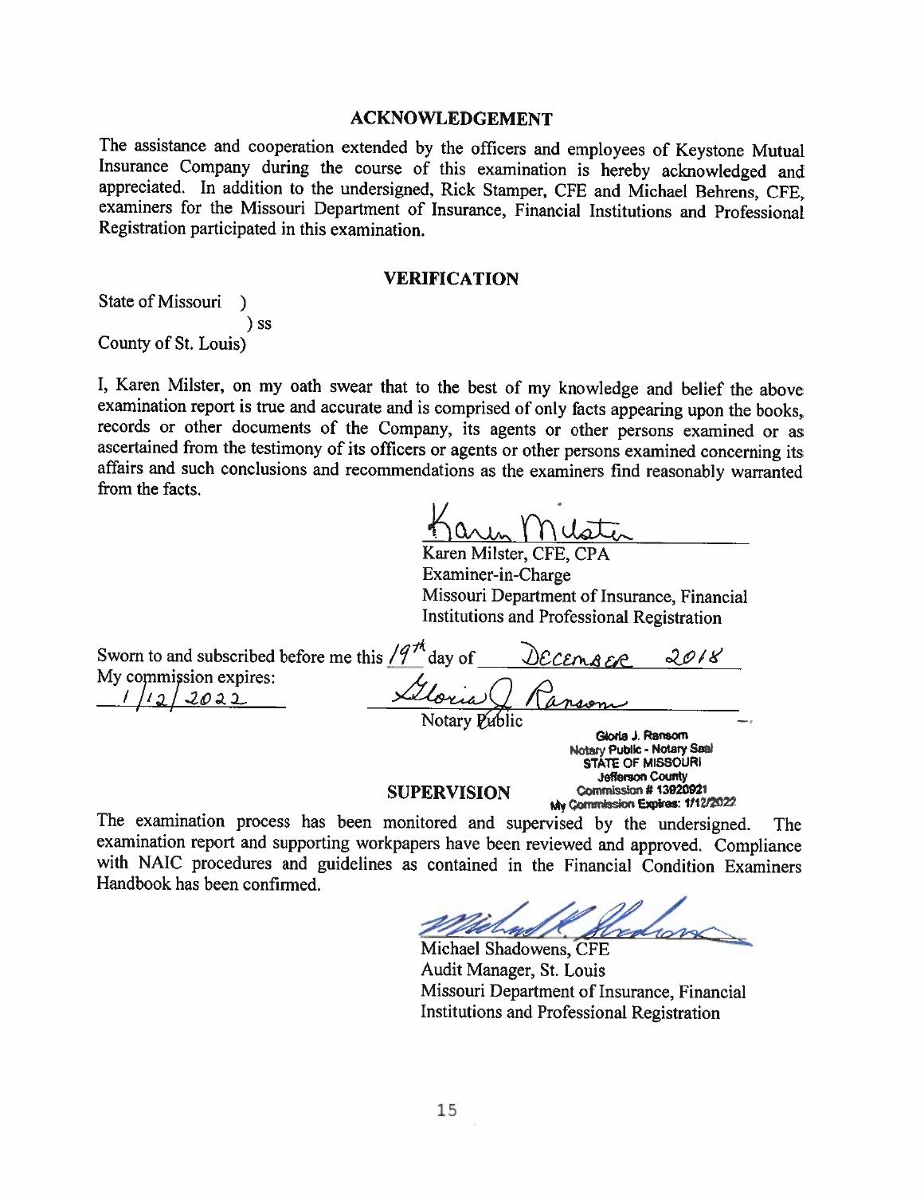## ACKNOWLEDGEMENT

The assistance and cooperation extended by the officers and employees of Keystone Mutual Insurance Company during the course of this examination is hereby acknowledged and appreciated. In addition to the undersigned, Rick Stamper, CFE and Michael Behrens, CFE, examiners for the Missouri Department of Insurance, Financial Institutions and Professional Registration participated in this examination.

## VERIFICATION

State of Missouri )
) ss
County of St. Louis)

I, Karen Milster, on my oath swear that to the best of my knowledge and belief the above examination report is true and accurate and is comprised of only facts appearing upon the books, records or other documents of the Company, its agents or other persons examined or as ascertained from the testimony of its officers or agents or other persons examined concerning its affairs and such conclusions and recommendations as the examiners find reasonably warranted from the facts.

Karen Milster

Karen Milster, CFE, CPA
Examiner-in-Charge
Missouri Department of Insurance, Financial Institutions and Professional Registration

Sworn to and subscribed before me this 19th day of December 2018

My commission expires:
1/12/2022

Gloria J. Ransom
Notary Public

Gloria J. Ransom
Notary Public - Notary Seal
STATE OF MISSOURI
Jefferson County
Commission # 13920921
My Commission Expires: 1/12/2022

## SUPERVISION

The examination process has been monitored and supervised by the undersigned. The examination report and supporting workpapers have been reviewed and approved. Compliance with NAIC procedures and guidelines as contained in the Financial Condition Examiners Handbook has been confirmed.

Michael Shadowens

Michael Shadowens, CFE
Audit Manager, St. Louis
Missouri Department of Insurance, Financial Institutions and Professional Registration